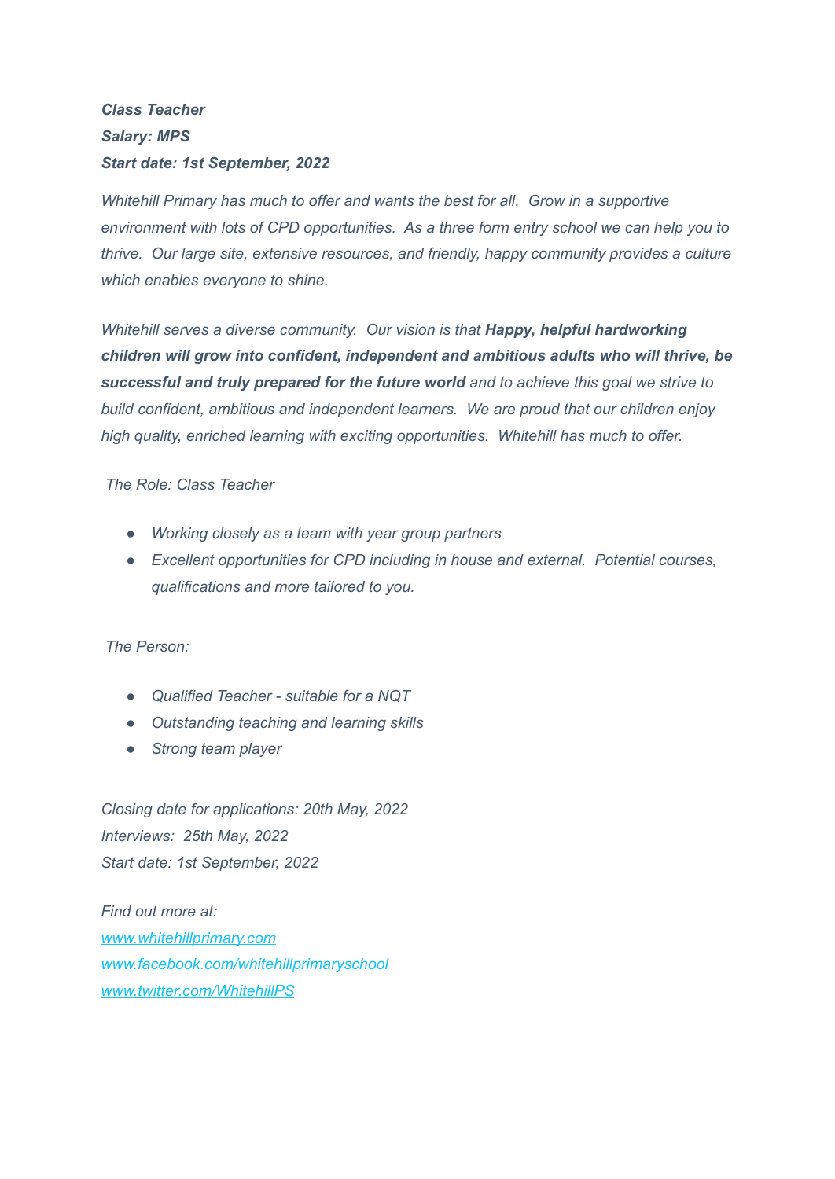***Class Teacher***
***Salary: MPS***
***Start date: 1st September, 2022***

*Whitehill Primary has much to offer and wants the best for all. Grow in a supportive environment with lots of CPD opportunities. As a three form entry school we can help you to thrive. Our large site, extensive resources, and friendly, happy community provides a culture which enables everyone to shine.*

*Whitehill serves a diverse community. Our vision is that* ***Happy, helpful hardworking children will grow into confident, independent and ambitious adults who will thrive, be successful and truly prepared for the future world*** *and to achieve this goal we strive to build confident, ambitious and independent learners. We are proud that our children enjoy high quality, enriched learning with exciting opportunities. Whitehill has much to offer.*

*The Role: Class Teacher*

- *Working closely as a team with year group partners*
- *Excellent opportunities for CPD including in house and external. Potential courses, qualifications and more tailored to you.*

*The Person:*

- *Qualified Teacher - suitable for a NQT*
- *Outstanding teaching and learning skills*
- *Strong team player*

*Closing date for applications: 20th May, 2022*
*Interviews: 25th May, 2022*
*Start date: 1st September, 2022*

*Find out more at:*
[*www.whitehillprimary.com*](http://www.whitehillprimary.com)
[*www.facebook.com/whitehillprimaryschool*](http://www.facebook.com/whitehillprimaryschool)
[*www.twitter.com/WhitehillPS*](http://www.twitter.com/WhitehillPS)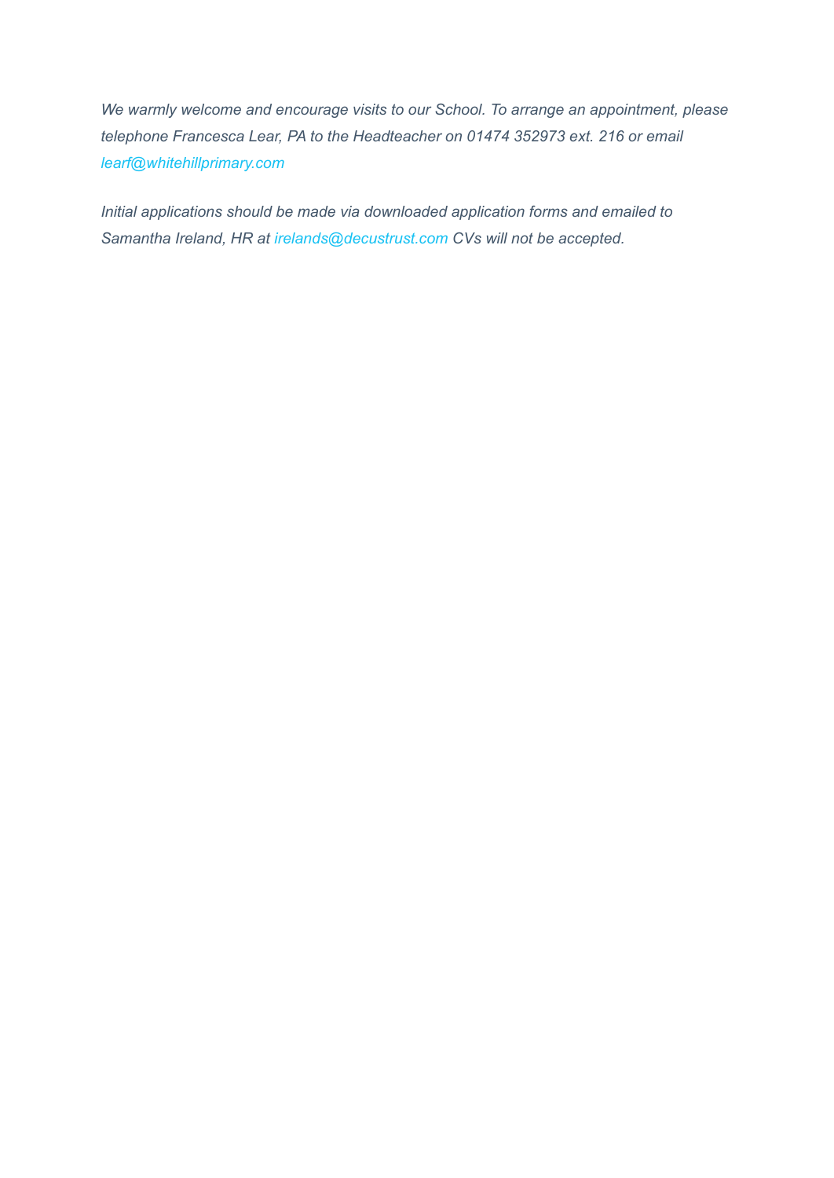*We warmly welcome and encourage visits to our School. To arrange an appointment, please telephone Francesca Lear, PA to the Headteacher on 01474 352973 ext. 216 or email learf@whitehillprimary.com*

*Initial applications should be made via downloaded application forms and emailed to Samantha Ireland, HR at irelands@decustrust.com CVs will not be accepted.*